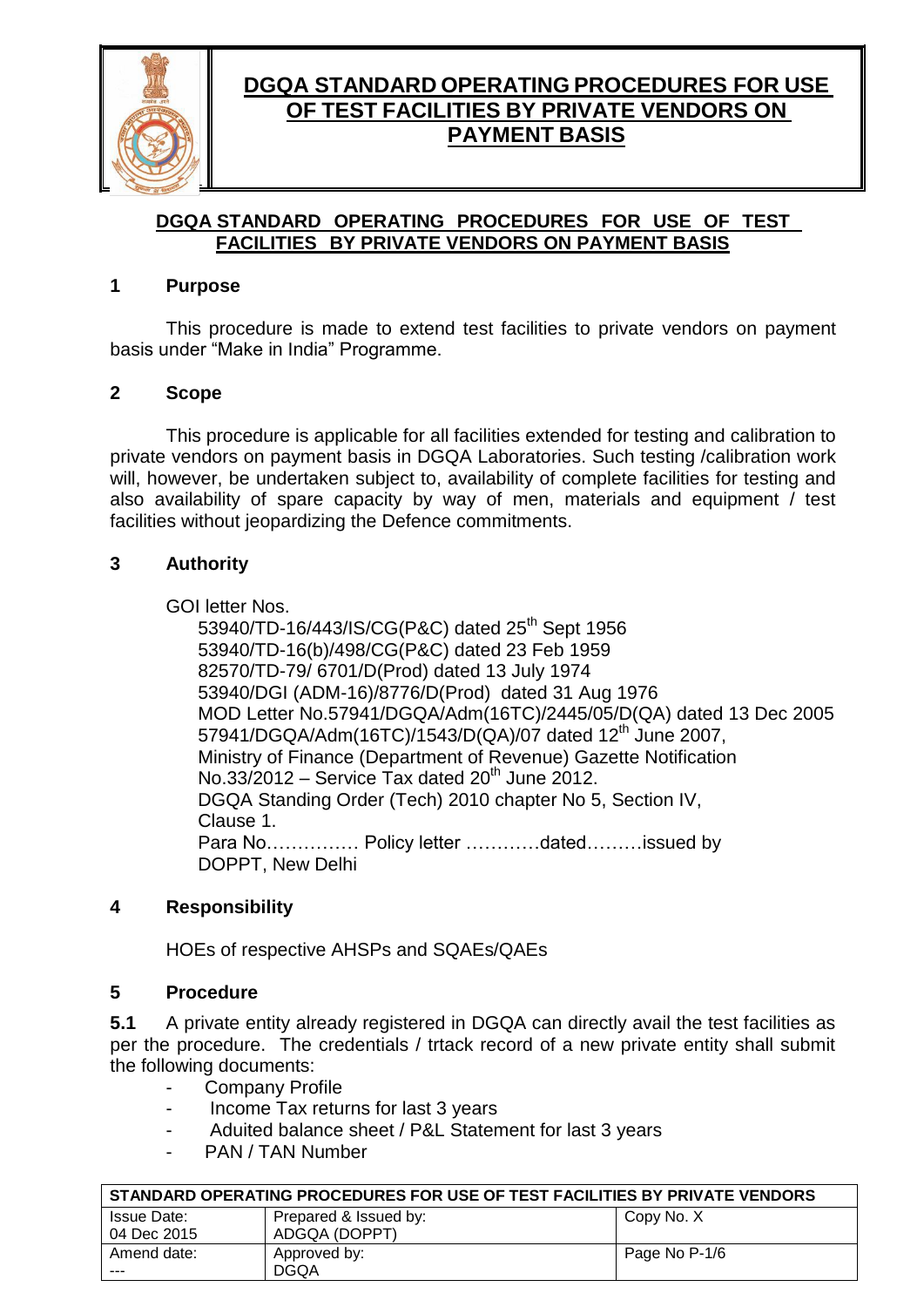# DGQA STANDARD OPERATING PROCEDURES FOR USE OF TEST FACILITIES BY PRIVATE VENDORS ON PAYMENT BASIS

## DGQA STANDARD OPERATING PROCEDURES FOR USE OF TEST FACILITIES BY PRIVATE VENDORS ON PAYMENT BASIS

### 1 Purpose

This procedure is made to extend test facilities to private vendors on payment basis under "Make in India" Programme.

### 2 Scope

This procedure is applicable for all facilities extended for testing and calibration to private vendors on payment basis in DGQA Laboratories. Such testing /calibration work will, however, be undertaken subject to, availability of complete facilities for testing and also availability of spare capacity by way of men, materials and equipment / test facilities without jeopardizing the Defence commitments.

### 3 Authority

GOI letter Nos.

53940/TD-16/443/IS/CG(P&C) dated 25th Sept 1956
53940/TD-16(b)/498/CG(P&C) dated 23 Feb 1959
82570/TD-79/ 6701/D(Prod) dated 13 July 1974
53940/DGI (ADM-16)/8776/D(Prod) dated 31 Aug 1976
MOD Letter No.57941/DGQA/Adm(16TC)/2445/05/D(QA) dated 13 Dec 2005
57941/DGQA/Adm(16TC)/1543/D(QA)/07 dated 12th June 2007,
Ministry of Finance (Department of Revenue) Gazette Notification No.33/2012 – Service Tax dated 20th June 2012.
DGQA Standing Order (Tech) 2010 chapter No 5, Section IV, Clause 1.
Para No…………… Policy letter …………dated………issued by DOPPT, New Delhi

### 4 Responsibility

HOEs of respective AHSPs and SQAEs/QAEs

### 5 Procedure

**5.1** A private entity already registered in DGQA can directly avail the test facilities as per the procedure. The credentials / trtack record of a new private entity shall submit the following documents:

- Company Profile
- Income Tax returns for last 3 years
- Aduited balance sheet / P&L Statement for last 3 years
- PAN / TAN Number

| STANDARD OPERATING PROCEDURES FOR USE OF TEST FACILITIES BY PRIVATE VENDORS | | |
|---|---|---|
| Issue Date: 04 Dec 2015 | Prepared & Issued by: ADGQA (DOPPT) | Copy No. X |
| Amend date: --- | Approved by: DGQA | Page No P-1/6 |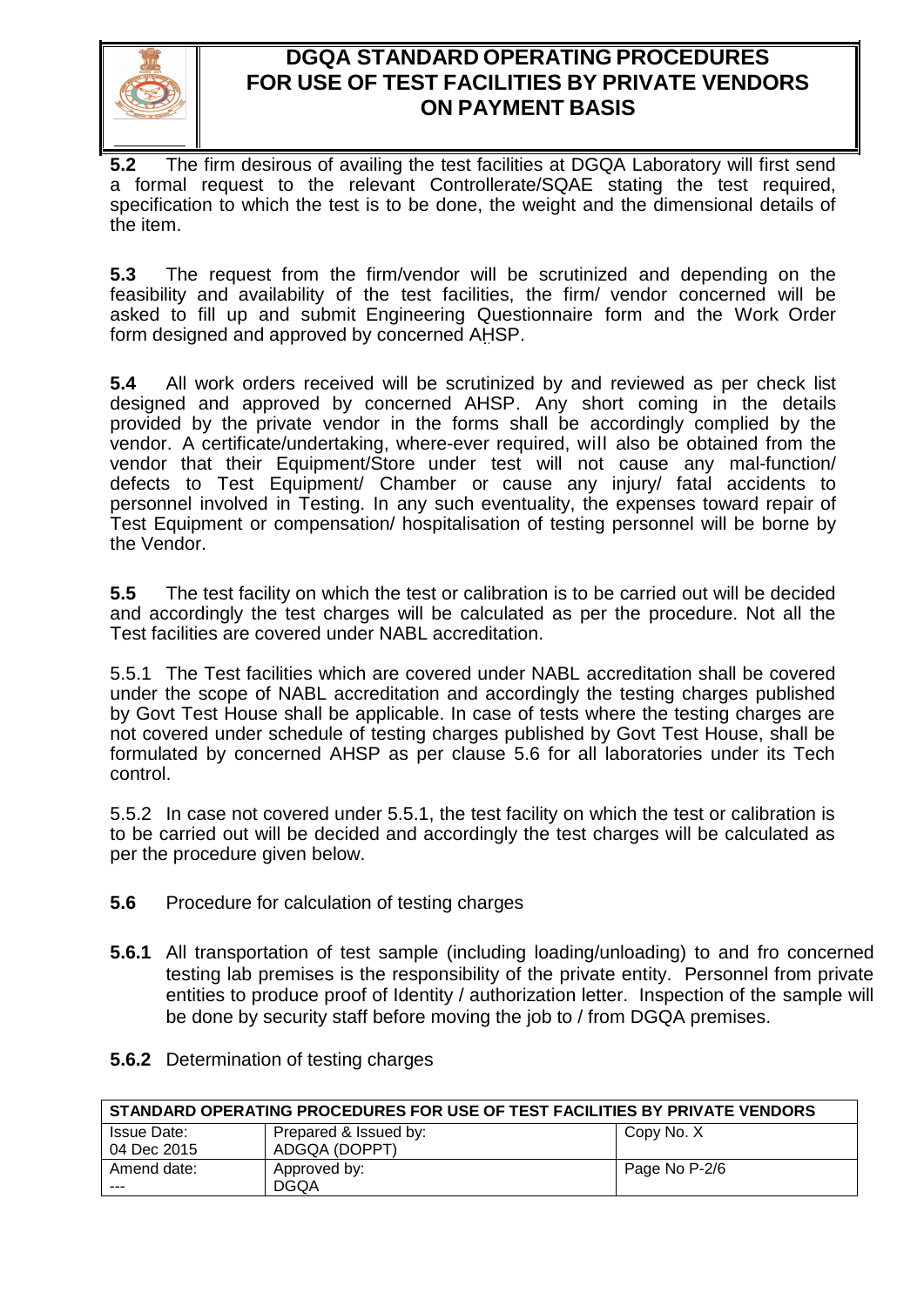**5.2** The firm desirous of availing the test facilities at DGQA Laboratory will first send a formal request to the relevant Controllerate/SQAE stating the test required, specification to which the test is to be done, the weight and the dimensional details of the item.

**5.3** The request from the firm/vendor will be scrutinized and depending on the feasibility and availability of the test facilities, the firm/ vendor concerned will be asked to fill up and submit Engineering Questionnaire form and the Work Order form designed and approved by concerned AHSP.

**5.4** All work orders received will be scrutinized by and reviewed as per check list designed and approved by concerned AHSP. Any short coming in the details provided by the private vendor in the forms shall be accordingly complied by the vendor. A certificate/undertaking, where-ever required, will also be obtained from the vendor that their Equipment/Store under test will not cause any mal-function/ defects to Test Equipment/ Chamber or cause any injury/ fatal accidents to personnel involved in Testing. In any such eventuality, the expenses toward repair of Test Equipment or compensation/ hospitalisation of testing personnel will be borne by the Vendor.

**5.5** The test facility on which the test or calibration is to be carried out will be decided and accordingly the test charges will be calculated as per the procedure. Not all the Test facilities are covered under NABL accreditation.

5.5.1 The Test facilities which are covered under NABL accreditation shall be covered under the scope of NABL accreditation and accordingly the testing charges published by Govt Test House shall be applicable. In case of tests where the testing charges are not covered under schedule of testing charges published by Govt Test House, shall be formulated by concerned AHSP as per clause 5.6 for all laboratories under its Tech control.

5.5.2 In case not covered under 5.5.1, the test facility on which the test or calibration is to be carried out will be decided and accordingly the test charges will be calculated as per the procedure given below.

**5.6** Procedure for calculation of testing charges

**5.6.1** All transportation of test sample (including loading/unloading) to and fro concerned testing lab premises is the responsibility of the private entity. Personnel from private entities to produce proof of Identity / authorization letter. Inspection of the sample will be done by security staff before moving the job to / from DGQA premises.

**5.6.2** Determination of testing charges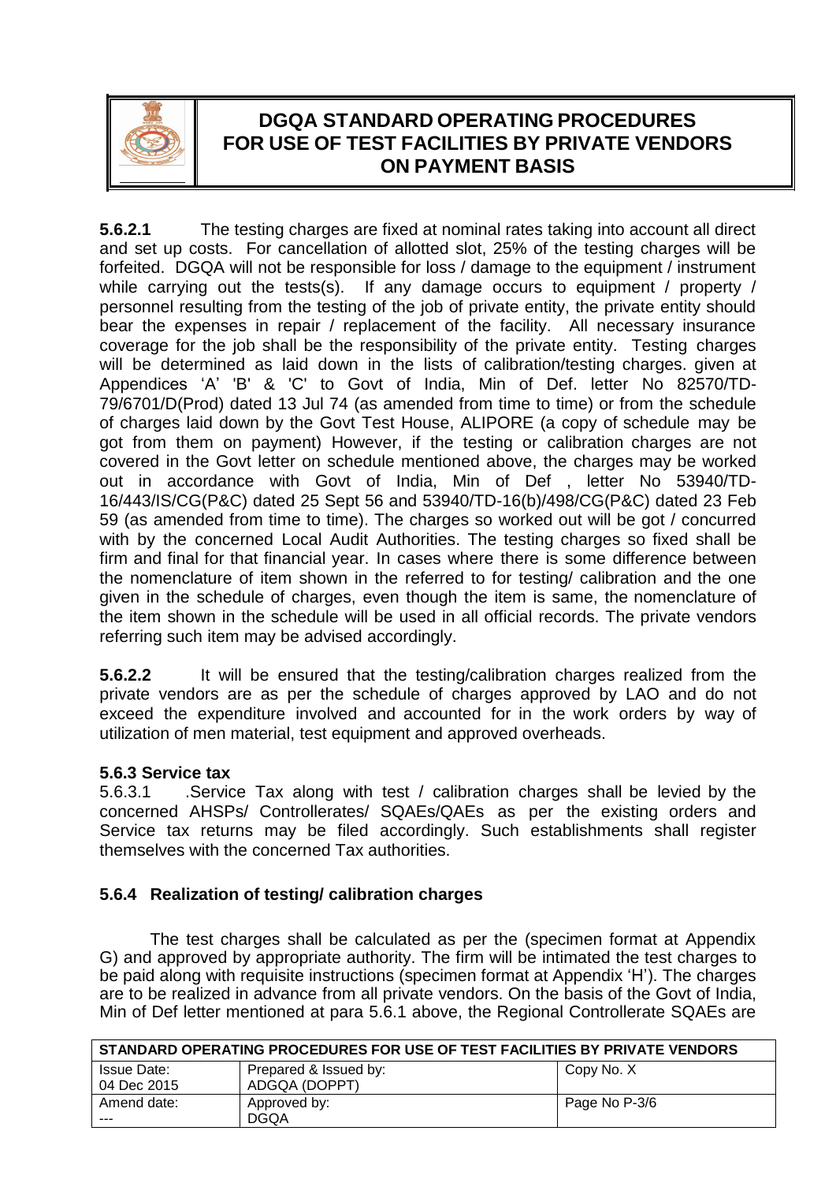**5.6.2.1** The testing charges are fixed at nominal rates taking into account all direct and set up costs. For cancellation of allotted slot, 25% of the testing charges will be forfeited. DGQA will not be responsible for loss / damage to the equipment / instrument while carrying out the tests(s). If any damage occurs to equipment / property / personnel resulting from the testing of the job of private entity, the private entity should bear the expenses in repair / replacement of the facility. All necessary insurance coverage for the job shall be the responsibility of the private entity. Testing charges will be determined as laid down in the lists of calibration/testing charges. given at Appendices 'A' 'B' & 'C' to Govt of India, Min of Def. letter No 82570/TD-79/6701/D(Prod) dated 13 Jul 74 (as amended from time to time) or from the schedule of charges laid down by the Govt Test House, ALIPORE (a copy of schedule may be got from them on payment) However, if the testing or calibration charges are not covered in the Govt letter on schedule mentioned above, the charges may be worked out in accordance with Govt of India, Min of Def , letter No 53940/TD-16/443/IS/CG(P&C) dated 25 Sept 56 and 53940/TD-16(b)/498/CG(P&C) dated 23 Feb 59 (as amended from time to time). The charges so worked out will be got / concurred with by the concerned Local Audit Authorities. The testing charges so fixed shall be firm and final for that financial year. In cases where there is some difference between the nomenclature of item shown in the referred to for testing/ calibration and the one given in the schedule of charges, even though the item is same, the nomenclature of the item shown in the schedule will be used in all official records. The private vendors referring such item may be advised accordingly.

**5.6.2.2** It will be ensured that the testing/calibration charges realized from the private vendors are as per the schedule of charges approved by LAO and do not exceed the expenditure involved and accounted for in the work orders by way of utilization of men material, test equipment and approved overheads.

### 5.6.3 Service tax

5.6.3.1 .Service Tax along with test / calibration charges shall be levied by the concerned AHSPs/ Controllerates/ SQAEs/QAEs as per the existing orders and Service tax returns may be filed accordingly. Such establishments shall register themselves with the concerned Tax authorities.

### 5.6.4 Realization of testing/ calibration charges

The test charges shall be calculated as per the (specimen format at Appendix G) and approved by appropriate authority. The firm will be intimated the test charges to be paid along with requisite instructions (specimen format at Appendix 'H'). The charges are to be realized in advance from all private vendors. On the basis of the Govt of India, Min of Def letter mentioned at para 5.6.1 above, the Regional Controllerate SQAEs are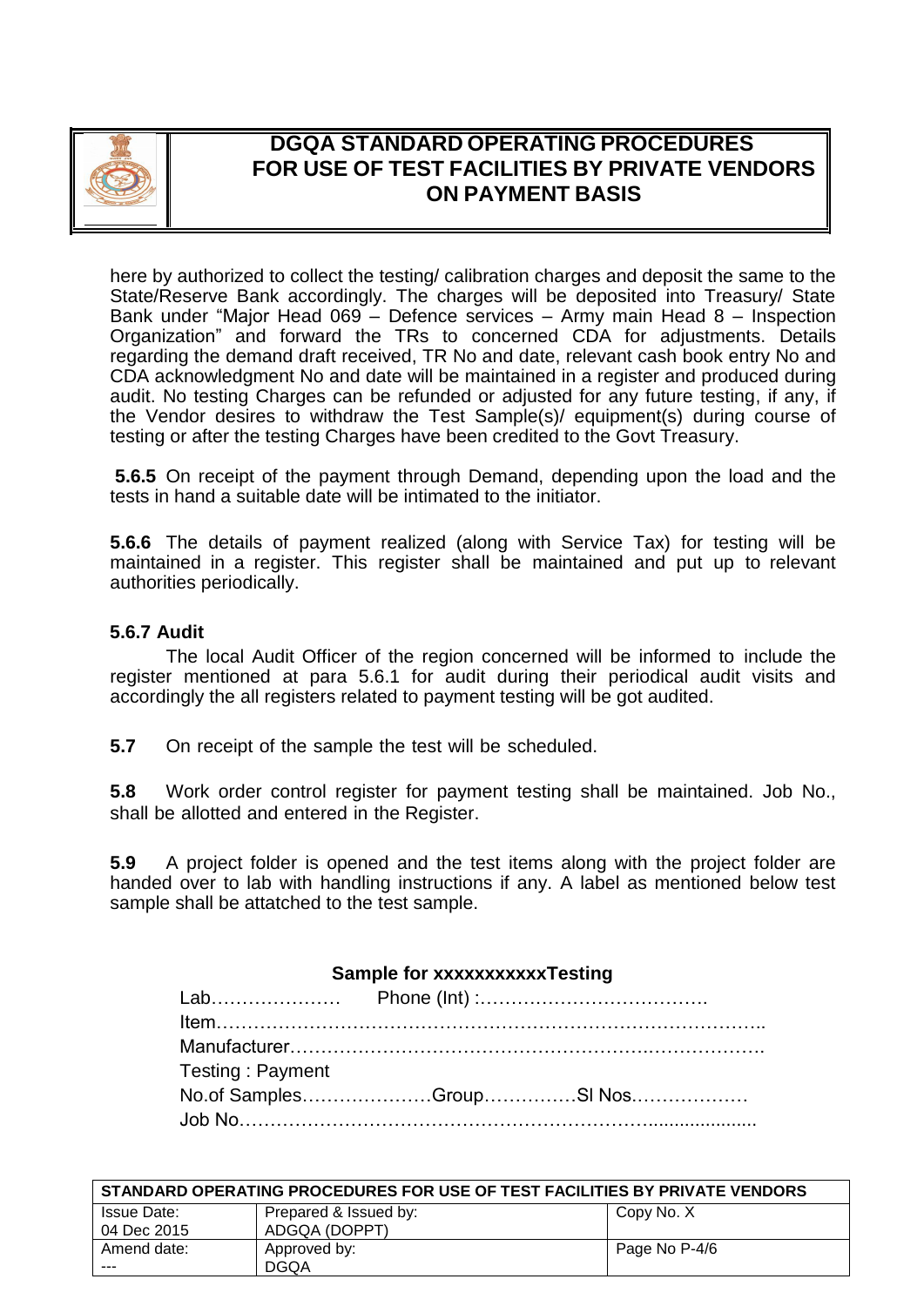here by authorized to collect the testing/ calibration charges and deposit the same to the State/Reserve Bank accordingly. The charges will be deposited into Treasury/ State Bank under "Major Head 069 – Defence services – Army main Head 8 – Inspection Organization" and forward the TRs to concerned CDA for adjustments. Details regarding the demand draft received, TR No and date, relevant cash book entry No and CDA acknowledgment No and date will be maintained in a register and produced during audit. No testing Charges can be refunded or adjusted for any future testing, if any, if the Vendor desires to withdraw the Test Sample(s)/ equipment(s) during course of testing or after the testing Charges have been credited to the Govt Treasury.

**5.6.5** On receipt of the payment through Demand, depending upon the load and the tests in hand a suitable date will be intimated to the initiator.

**5.6.6** The details of payment realized (along with Service Tax) for testing will be maintained in a register. This register shall be maintained and put up to relevant authorities periodically.

**5.6.7 Audit**

The local Audit Officer of the region concerned will be informed to include the register mentioned at para 5.6.1 for audit during their periodical audit visits and accordingly the all registers related to payment testing will be got audited.

**5.7** On receipt of the sample the test will be scheduled.

**5.8** Work order control register for payment testing shall be maintained. Job No., shall be allotted and entered in the Register.

**5.9** A project folder is opened and the test items along with the project folder are handed over to lab with handling instructions if any. A label as mentioned below test sample shall be attatched to the test sample.

**Sample for xxxxxxxxxxxTesting**

Lab………………… Phone (Int) :……………………………….
Item……………………………………………………………………….
Manufacturer……………………………………………….……………….
Testing : Payment
No.of Samples…………………Group……………Sl Nos.………………
Job No……………………………………………………….....................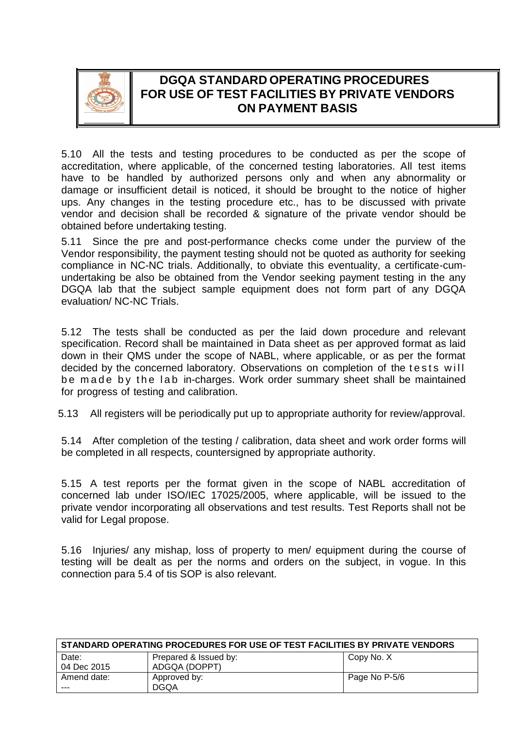5.10 All the tests and testing procedures to be conducted as per the scope of accreditation, where applicable, of the concerned testing laboratories. All test items have to be handled by authorized persons only and when any abnormality or damage or insufficient detail is noticed, it should be brought to the notice of higher ups. Any changes in the testing procedure etc., has to be discussed with private vendor and decision shall be recorded & signature of the private vendor should be obtained before undertaking testing.

5.11 Since the pre and post-performance checks come under the purview of the Vendor responsibility, the payment testing should not be quoted as authority for seeking compliance in NC-NC trials. Additionally, to obviate this eventuality, a certificate-cum-undertaking be also be obtained from the Vendor seeking payment testing in the any DGQA lab that the subject sample equipment does not form part of any DGQA evaluation/ NC-NC Trials.

5.12 The tests shall be conducted as per the laid down procedure and relevant specification. Record shall be maintained in Data sheet as per approved format as laid down in their QMS under the scope of NABL, where applicable, or as per the format decided by the concerned laboratory. Observations on completion of the tests will be made by the lab in-charges. Work order summary sheet shall be maintained for progress of testing and calibration.

5.13 All registers will be periodically put up to appropriate authority for review/approval.

5.14 After completion of the testing / calibration, data sheet and work order forms will be completed in all respects, countersigned by appropriate authority.

5.15 A test reports per the format given in the scope of NABL accreditation of concerned lab under ISO/IEC 17025/2005, where applicable, will be issued to the private vendor incorporating all observations and test results. Test Reports shall not be valid for Legal propose.

5.16 Injuries/ any mishap, loss of property to men/ equipment during the course of testing will be dealt as per the norms and orders on the subject, in vogue. In this connection para 5.4 of tis SOP is also relevant.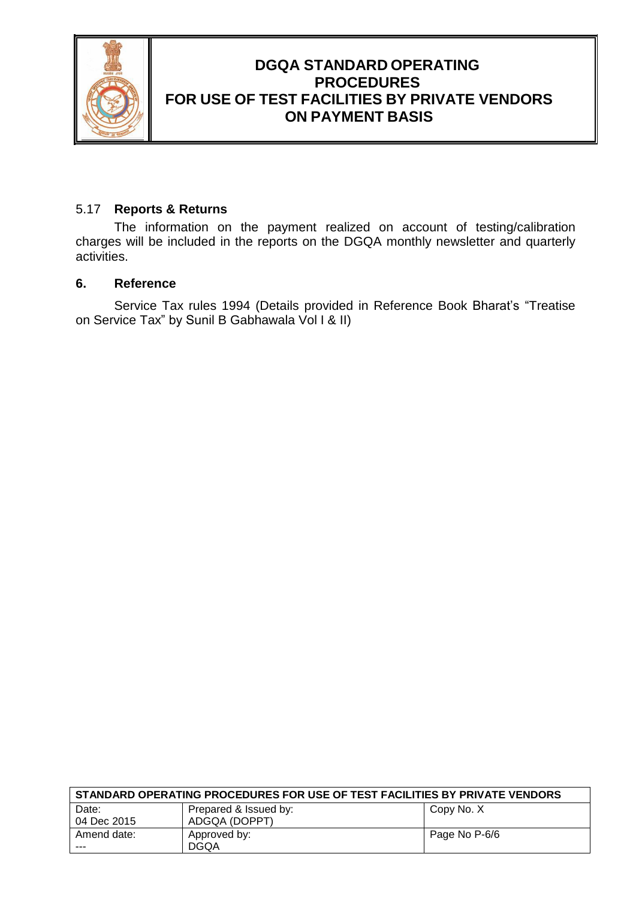5.17 **Reports & Returns**

The information on the payment realized on account of testing/calibration charges will be included in the reports on the DGQA monthly newsletter and quarterly activities.

**6. Reference**

Service Tax rules 1994 (Details provided in Reference Book Bharat's "Treatise on Service Tax" by Sunil B Gabhawala Vol I & II)